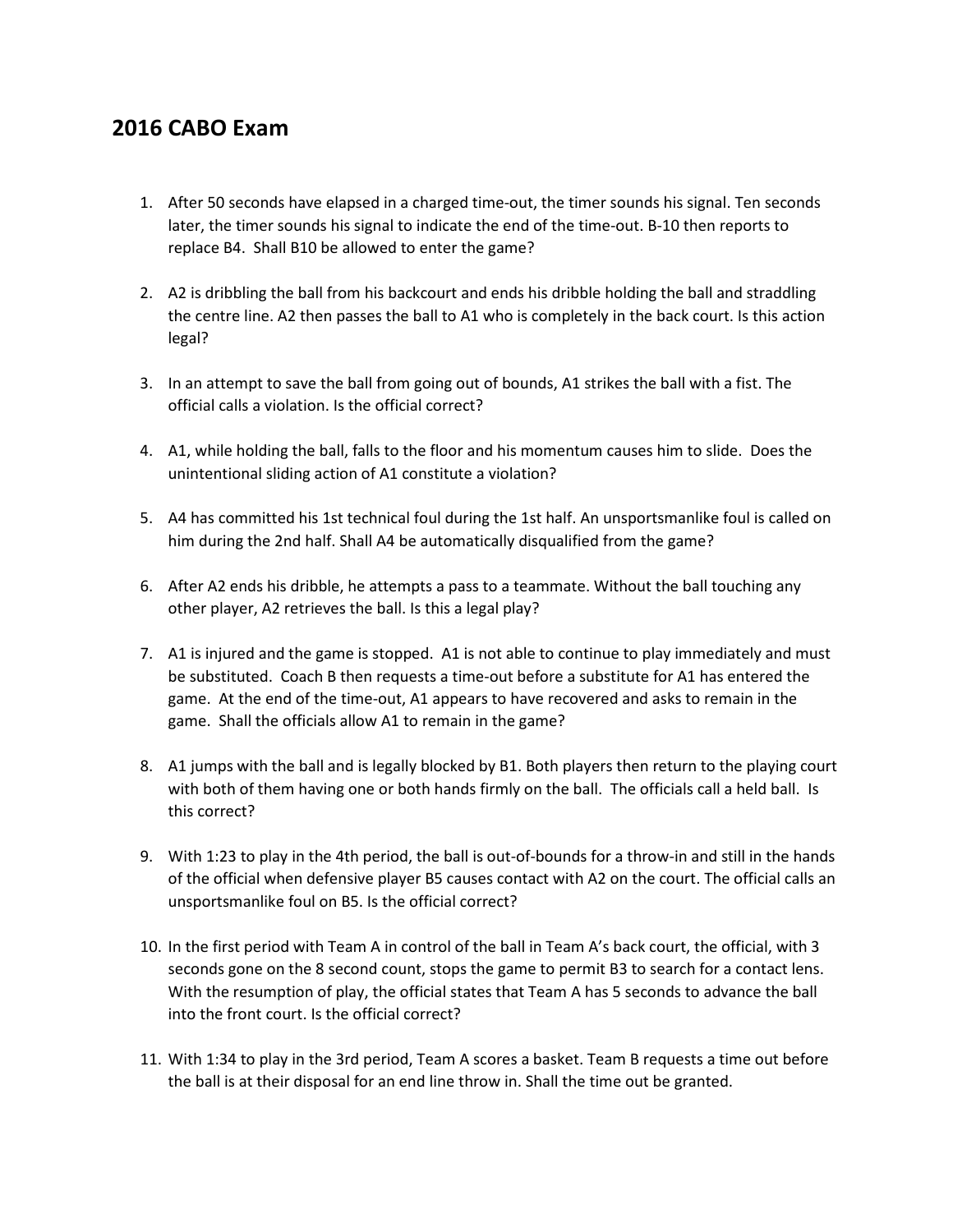# 2016 CABO Exam

1. After 50 seconds have elapsed in a charged time-out, the timer sounds his signal. Ten seconds later, the timer sounds his signal to indicate the end of the time-out. B-10 then reports to replace B4. Shall B10 be allowed to enter the game?

2. A2 is dribbling the ball from his backcourt and ends his dribble holding the ball and straddling the centre line. A2 then passes the ball to A1 who is completely in the back court. Is this action legal?

3. In an attempt to save the ball from going out of bounds, A1 strikes the ball with a fist. The official calls a violation. Is the official correct?

4. A1, while holding the ball, falls to the floor and his momentum causes him to slide. Does the unintentional sliding action of A1 constitute a violation?

5. A4 has committed his 1st technical foul during the 1st half. An unsportsmanlike foul is called on him during the 2nd half. Shall A4 be automatically disqualified from the game?

6. After A2 ends his dribble, he attempts a pass to a teammate. Without the ball touching any other player, A2 retrieves the ball. Is this a legal play?

7. A1 is injured and the game is stopped. A1 is not able to continue to play immediately and must be substituted. Coach B then requests a time-out before a substitute for A1 has entered the game. At the end of the time-out, A1 appears to have recovered and asks to remain in the game. Shall the officials allow A1 to remain in the game?

8. A1 jumps with the ball and is legally blocked by B1. Both players then return to the playing court with both of them having one or both hands firmly on the ball. The officials call a held ball. Is this correct?

9. With 1:23 to play in the 4th period, the ball is out-of-bounds for a throw-in and still in the hands of the official when defensive player B5 causes contact with A2 on the court. The official calls an unsportsmanlike foul on B5. Is the official correct?

10. In the first period with Team A in control of the ball in Team A's back court, the official, with 3 seconds gone on the 8 second count, stops the game to permit B3 to search for a contact lens. With the resumption of play, the official states that Team A has 5 seconds to advance the ball into the front court. Is the official correct?

11. With 1:34 to play in the 3rd period, Team A scores a basket. Team B requests a time out before the ball is at their disposal for an end line throw in. Shall the time out be granted.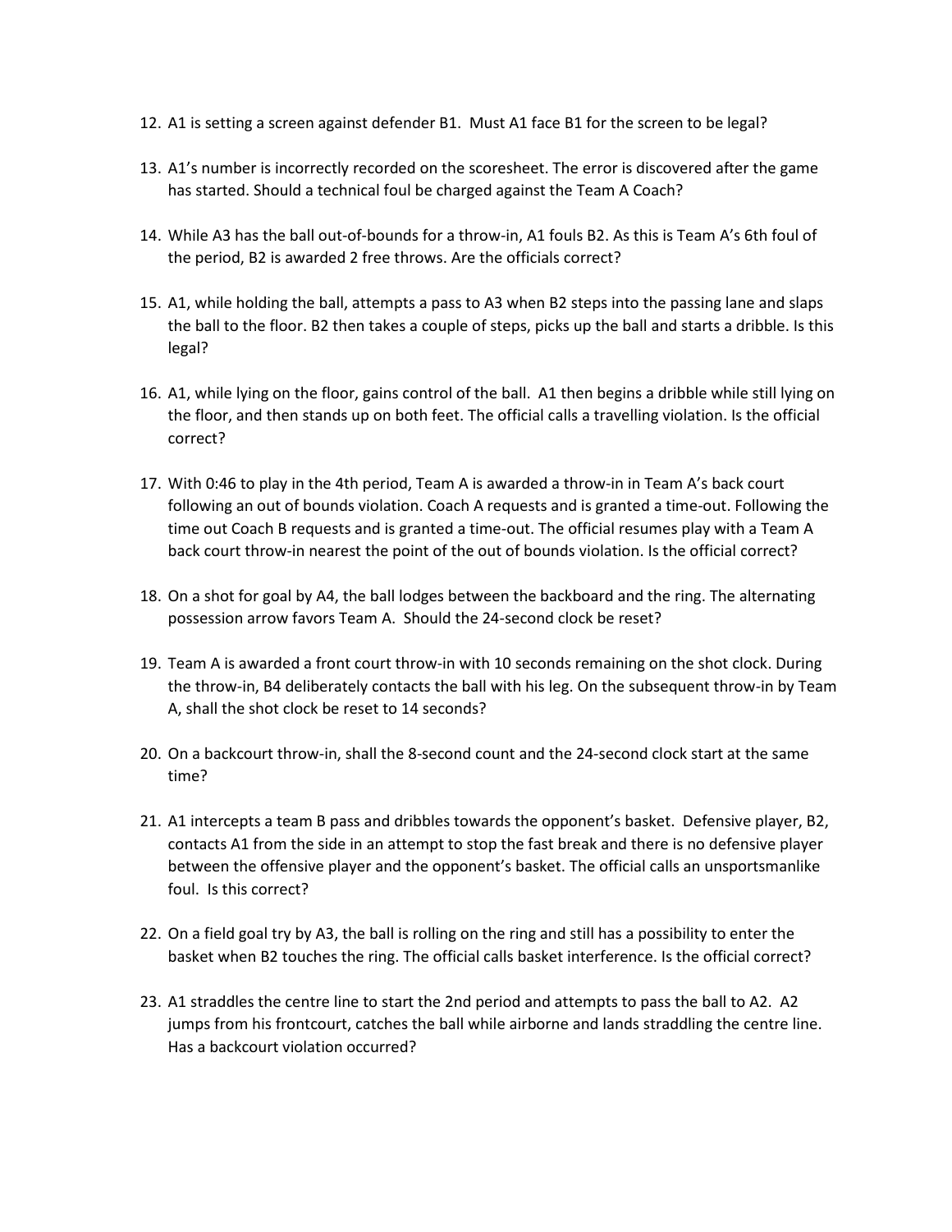12. A1 is setting a screen against defender B1. Must A1 face B1 for the screen to be legal?

13. A1's number is incorrectly recorded on the scoresheet. The error is discovered after the game has started. Should a technical foul be charged against the Team A Coach?

14. While A3 has the ball out-of-bounds for a throw-in, A1 fouls B2. As this is Team A's 6th foul of the period, B2 is awarded 2 free throws. Are the officials correct?

15. A1, while holding the ball, attempts a pass to A3 when B2 steps into the passing lane and slaps the ball to the floor. B2 then takes a couple of steps, picks up the ball and starts a dribble. Is this legal?

16. A1, while lying on the floor, gains control of the ball. A1 then begins a dribble while still lying on the floor, and then stands up on both feet. The official calls a travelling violation. Is the official correct?

17. With 0:46 to play in the 4th period, Team A is awarded a throw-in in Team A's back court following an out of bounds violation. Coach A requests and is granted a time-out. Following the time out Coach B requests and is granted a time-out. The official resumes play with a Team A back court throw-in nearest the point of the out of bounds violation. Is the official correct?

18. On a shot for goal by A4, the ball lodges between the backboard and the ring. The alternating possession arrow favors Team A. Should the 24-second clock be reset?

19. Team A is awarded a front court throw-in with 10 seconds remaining on the shot clock. During the throw-in, B4 deliberately contacts the ball with his leg. On the subsequent throw-in by Team A, shall the shot clock be reset to 14 seconds?

20. On a backcourt throw-in, shall the 8-second count and the 24-second clock start at the same time?

21. A1 intercepts a team B pass and dribbles towards the opponent's basket. Defensive player, B2, contacts A1 from the side in an attempt to stop the fast break and there is no defensive player between the offensive player and the opponent's basket. The official calls an unsportsmanlike foul. Is this correct?

22. On a field goal try by A3, the ball is rolling on the ring and still has a possibility to enter the basket when B2 touches the ring. The official calls basket interference. Is the official correct?

23. A1 straddles the centre line to start the 2nd period and attempts to pass the ball to A2. A2 jumps from his frontcourt, catches the ball while airborne and lands straddling the centre line. Has a backcourt violation occurred?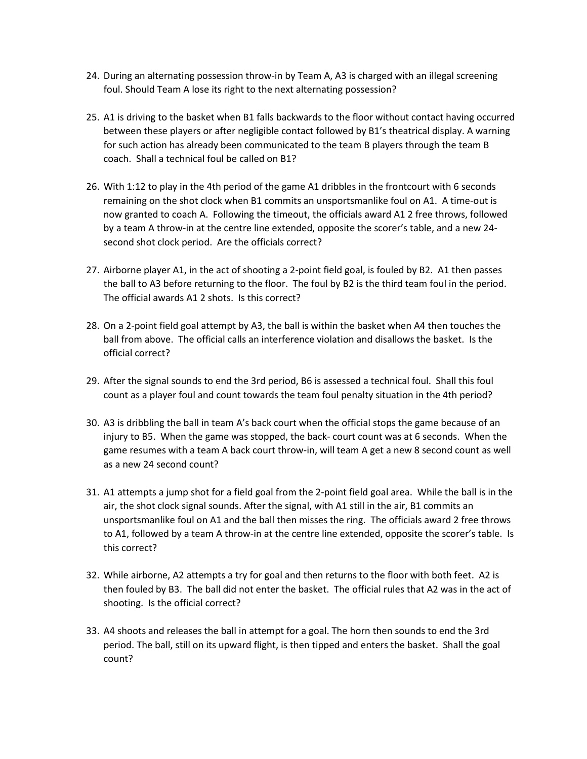24. During an alternating possession throw-in by Team A, A3 is charged with an illegal screening foul. Should Team A lose its right to the next alternating possession?

25. A1 is driving to the basket when B1 falls backwards to the floor without contact having occurred between these players or after negligible contact followed by B1's theatrical display. A warning for such action has already been communicated to the team B players through the team B coach. Shall a technical foul be called on B1?

26. With 1:12 to play in the 4th period of the game A1 dribbles in the frontcourt with 6 seconds remaining on the shot clock when B1 commits an unsportsmanlike foul on A1. A time-out is now granted to coach A. Following the timeout, the officials award A1 2 free throws, followed by a team A throw-in at the centre line extended, opposite the scorer's table, and a new 24-second shot clock period. Are the officials correct?

27. Airborne player A1, in the act of shooting a 2-point field goal, is fouled by B2. A1 then passes the ball to A3 before returning to the floor. The foul by B2 is the third team foul in the period. The official awards A1 2 shots. Is this correct?

28. On a 2-point field goal attempt by A3, the ball is within the basket when A4 then touches the ball from above. The official calls an interference violation and disallows the basket. Is the official correct?

29. After the signal sounds to end the 3rd period, B6 is assessed a technical foul. Shall this foul count as a player foul and count towards the team foul penalty situation in the 4th period?

30. A3 is dribbling the ball in team A's back court when the official stops the game because of an injury to B5. When the game was stopped, the back- court count was at 6 seconds. When the game resumes with a team A back court throw-in, will team A get a new 8 second count as well as a new 24 second count?

31. A1 attempts a jump shot for a field goal from the 2-point field goal area. While the ball is in the air, the shot clock signal sounds. After the signal, with A1 still in the air, B1 commits an unsportsmanlike foul on A1 and the ball then misses the ring. The officials award 2 free throws to A1, followed by a team A throw-in at the centre line extended, opposite the scorer's table. Is this correct?

32. While airborne, A2 attempts a try for goal and then returns to the floor with both feet. A2 is then fouled by B3. The ball did not enter the basket. The official rules that A2 was in the act of shooting. Is the official correct?

33. A4 shoots and releases the ball in attempt for a goal. The horn then sounds to end the 3rd period. The ball, still on its upward flight, is then tipped and enters the basket. Shall the goal count?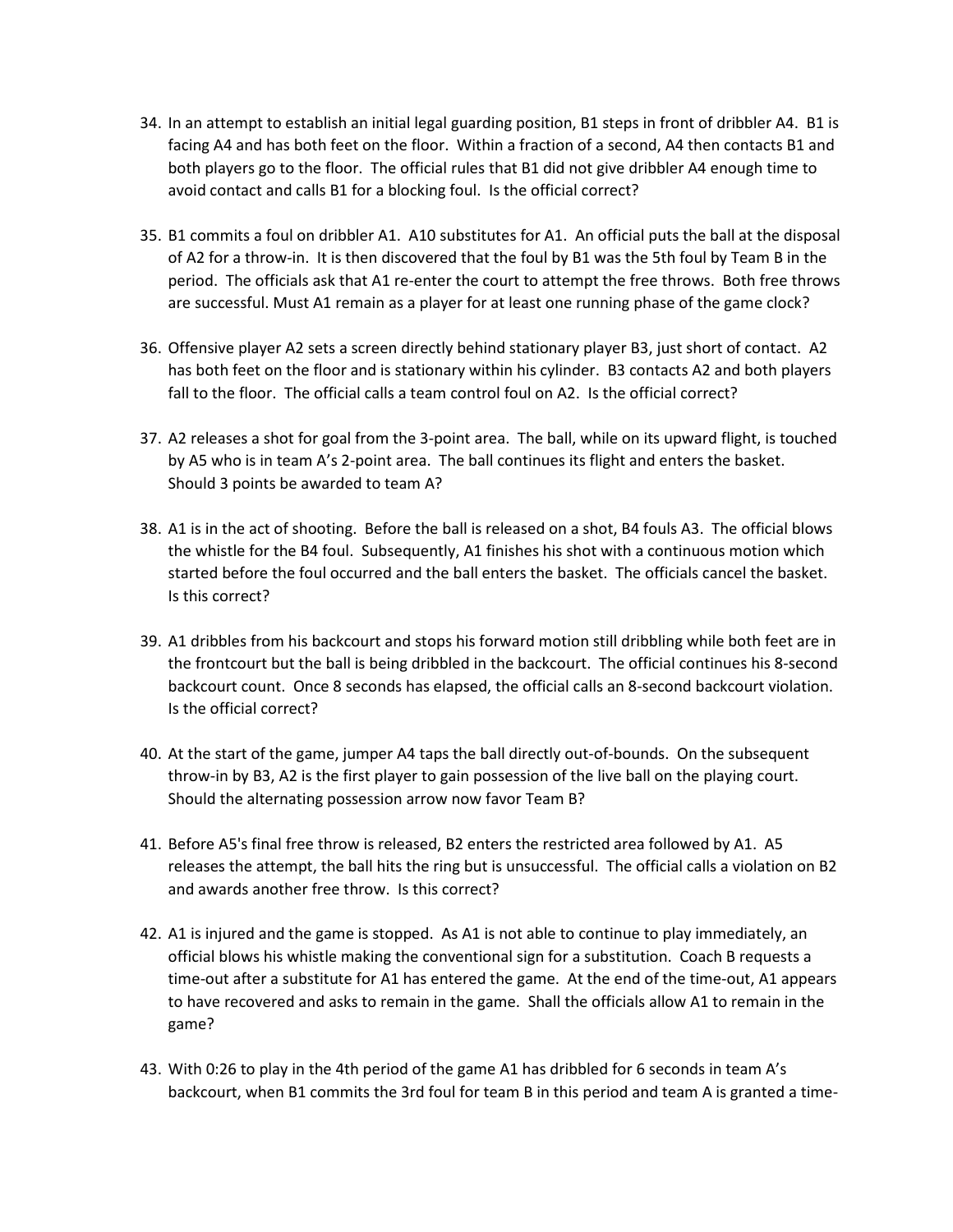34. In an attempt to establish an initial legal guarding position, B1 steps in front of dribbler A4. B1 is facing A4 and has both feet on the floor. Within a fraction of a second, A4 then contacts B1 and both players go to the floor. The official rules that B1 did not give dribbler A4 enough time to avoid contact and calls B1 for a blocking foul. Is the official correct?

35. B1 commits a foul on dribbler A1. A10 substitutes for A1. An official puts the ball at the disposal of A2 for a throw-in. It is then discovered that the foul by B1 was the 5th foul by Team B in the period. The officials ask that A1 re-enter the court to attempt the free throws. Both free throws are successful. Must A1 remain as a player for at least one running phase of the game clock?

36. Offensive player A2 sets a screen directly behind stationary player B3, just short of contact. A2 has both feet on the floor and is stationary within his cylinder. B3 contacts A2 and both players fall to the floor. The official calls a team control foul on A2. Is the official correct?

37. A2 releases a shot for goal from the 3-point area. The ball, while on its upward flight, is touched by A5 who is in team A's 2-point area. The ball continues its flight and enters the basket. Should 3 points be awarded to team A?

38. A1 is in the act of shooting. Before the ball is released on a shot, B4 fouls A3. The official blows the whistle for the B4 foul. Subsequently, A1 finishes his shot with a continuous motion which started before the foul occurred and the ball enters the basket. The officials cancel the basket. Is this correct?

39. A1 dribbles from his backcourt and stops his forward motion still dribbling while both feet are in the frontcourt but the ball is being dribbled in the backcourt. The official continues his 8-second backcourt count. Once 8 seconds has elapsed, the official calls an 8-second backcourt violation. Is the official correct?

40. At the start of the game, jumper A4 taps the ball directly out-of-bounds. On the subsequent throw-in by B3, A2 is the first player to gain possession of the live ball on the playing court. Should the alternating possession arrow now favor Team B?

41. Before A5's final free throw is released, B2 enters the restricted area followed by A1. A5 releases the attempt, the ball hits the ring but is unsuccessful. The official calls a violation on B2 and awards another free throw. Is this correct?

42. A1 is injured and the game is stopped. As A1 is not able to continue to play immediately, an official blows his whistle making the conventional sign for a substitution. Coach B requests a time-out after a substitute for A1 has entered the game. At the end of the time-out, A1 appears to have recovered and asks to remain in the game. Shall the officials allow A1 to remain in the game?

43. With 0:26 to play in the 4th period of the game A1 has dribbled for 6 seconds in team A's backcourt, when B1 commits the 3rd foul for team B in this period and team A is granted a time-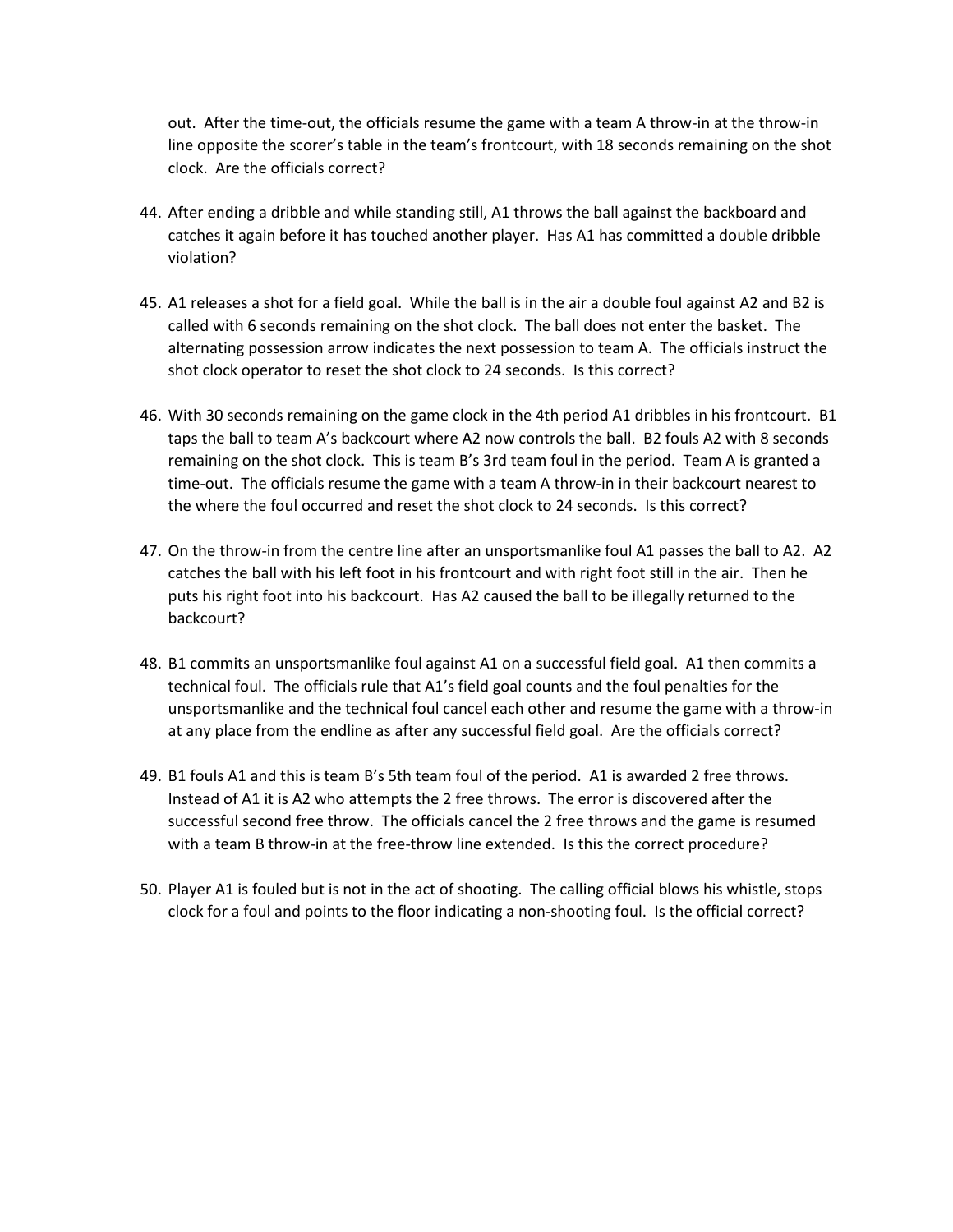out. After the time-out, the officials resume the game with a team A throw-in at the throw-in line opposite the scorer's table in the team's frontcourt, with 18 seconds remaining on the shot clock. Are the officials correct?

44. After ending a dribble and while standing still, A1 throws the ball against the backboard and catches it again before it has touched another player. Has A1 has committed a double dribble violation?

45. A1 releases a shot for a field goal. While the ball is in the air a double foul against A2 and B2 is called with 6 seconds remaining on the shot clock. The ball does not enter the basket. The alternating possession arrow indicates the next possession to team A. The officials instruct the shot clock operator to reset the shot clock to 24 seconds. Is this correct?

46. With 30 seconds remaining on the game clock in the 4th period A1 dribbles in his frontcourt. B1 taps the ball to team A's backcourt where A2 now controls the ball. B2 fouls A2 with 8 seconds remaining on the shot clock. This is team B's 3rd team foul in the period. Team A is granted a time-out. The officials resume the game with a team A throw-in in their backcourt nearest to the where the foul occurred and reset the shot clock to 24 seconds. Is this correct?

47. On the throw-in from the centre line after an unsportsmanlike foul A1 passes the ball to A2. A2 catches the ball with his left foot in his frontcourt and with right foot still in the air. Then he puts his right foot into his backcourt. Has A2 caused the ball to be illegally returned to the backcourt?

48. B1 commits an unsportsmanlike foul against A1 on a successful field goal. A1 then commits a technical foul. The officials rule that A1's field goal counts and the foul penalties for the unsportsmanlike and the technical foul cancel each other and resume the game with a throw-in at any place from the endline as after any successful field goal. Are the officials correct?

49. B1 fouls A1 and this is team B's 5th team foul of the period. A1 is awarded 2 free throws. Instead of A1 it is A2 who attempts the 2 free throws. The error is discovered after the successful second free throw. The officials cancel the 2 free throws and the game is resumed with a team B throw-in at the free-throw line extended. Is this the correct procedure?

50. Player A1 is fouled but is not in the act of shooting. The calling official blows his whistle, stops clock for a foul and points to the floor indicating a non-shooting foul. Is the official correct?